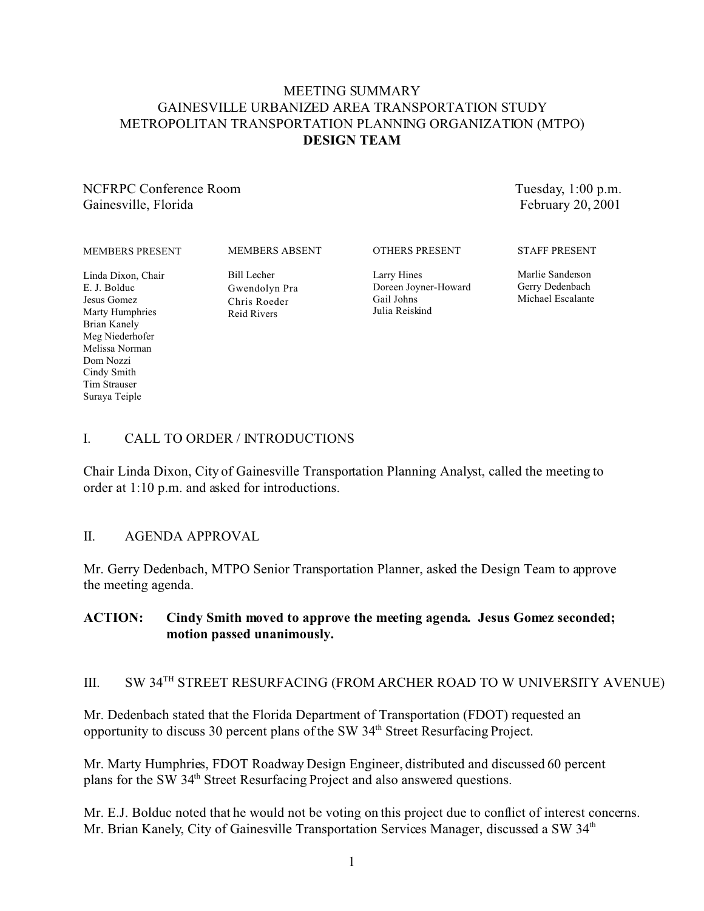# MEETING SUMMARY
# GAINESVILLE URBANIZED AREA TRANSPORTATION STUDY
# METROPOLITAN TRANSPORTATION PLANNING ORGANIZATION (MTPO)
# DESIGN TEAM

NCFRPC Conference Room
Gainesville, Florida

Tuesday, 1:00 p.m.
February 20, 2001

| MEMBERS PRESENT | MEMBERS ABSENT | OTHERS PRESENT | STAFF PRESENT |
|---|---|---|---|
| Linda Dixon, Chair | Bill Lecher | Larry Hines | Marlie Sanderson |
| E. J. Bolduc | Gwendolyn Pra | Doreen Joyner-Howard | Gerry Dedenbach |
| Jesus Gomez | Chris Roeder | Gail Johns | Michael Escalante |
| Marty Humphries | Reid Rivers | Julia Reiskind | |
| Brian Kanely | | | |
| Meg Niederhofer | | | |
| Melissa Norman | | | |
| Dom Nozzi | | | |
| Cindy Smith | | | |
| Tim Strauser | | | |
| Suraya Teiple | | | |

## I. CALL TO ORDER / INTRODUCTIONS

Chair Linda Dixon, City of Gainesville Transportation Planning Analyst, called the meeting to order at 1:10 p.m. and asked for introductions.

## II. AGENDA APPROVAL

Mr. Gerry Dedenbach, MTPO Senior Transportation Planner, asked the Design Team to approve the meeting agenda.

**ACTION: Cindy Smith moved to approve the meeting agenda. Jesus Gomez seconded; motion passed unanimously.**

## III. SW 34TH STREET RESURFACING (FROM ARCHER ROAD TO W UNIVERSITY AVENUE)

Mr. Dedenbach stated that the Florida Department of Transportation (FDOT) requested an opportunity to discuss 30 percent plans of the SW 34th Street Resurfacing Project.

Mr. Marty Humphries, FDOT Roadway Design Engineer, distributed and discussed 60 percent plans for the SW 34th Street Resurfacing Project and also answered questions.

Mr. E.J. Bolduc noted that he would not be voting on this project due to conflict of interest concerns. Mr. Brian Kanely, City of Gainesville Transportation Services Manager, discussed a SW 34th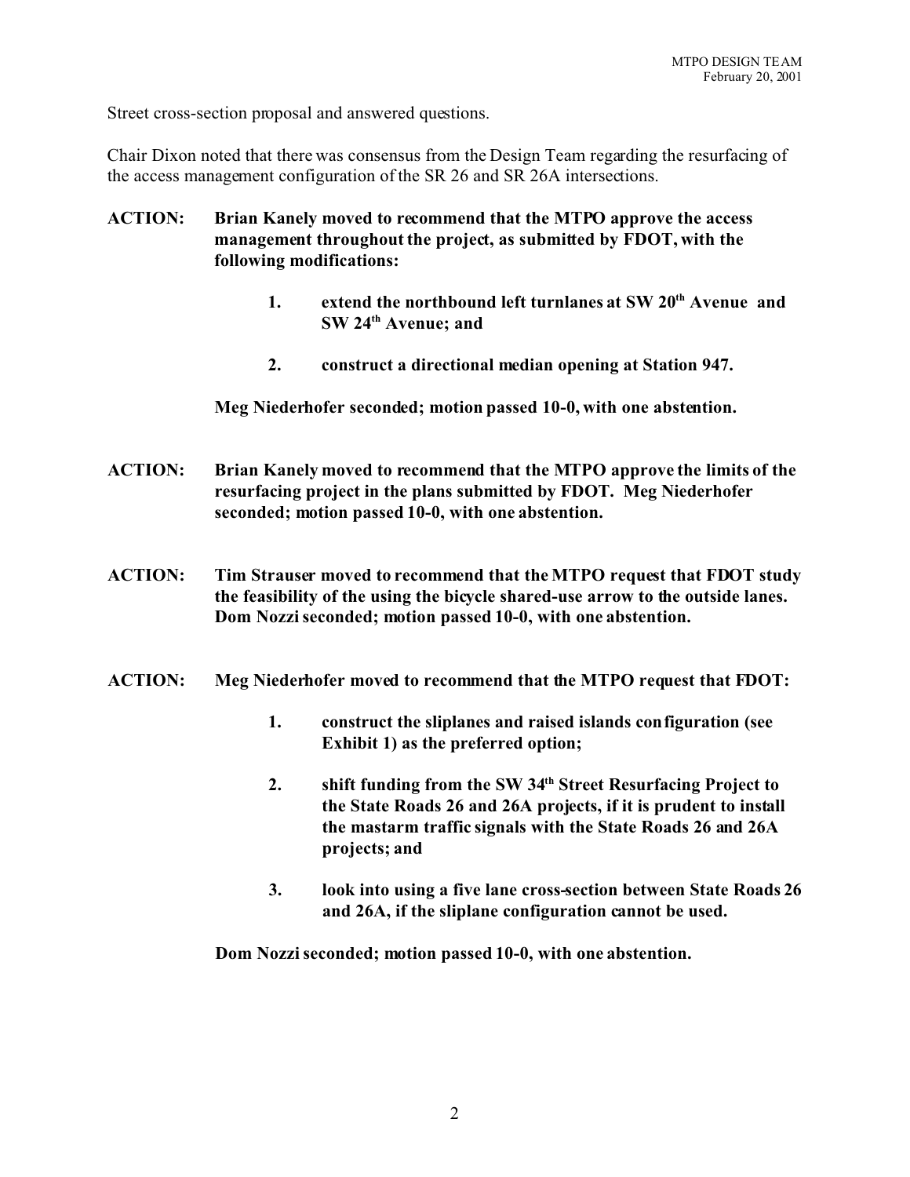Street cross-section proposal and answered questions.

Chair Dixon noted that there was consensus from the Design Team regarding the resurfacing of the access management configuration of the SR 26 and SR 26A intersections.

**ACTION: Brian Kanely moved to recommend that the MTPO approve the access management throughout the project, as submitted by FDOT, with the following modifications:**

1. **extend the northbound left turnlanes at SW 20th Avenue and SW 24th Avenue; and**
2. **construct a directional median opening at Station 947.**

**Meg Niederhofer seconded; motion passed 10-0, with one abstention.**

**ACTION: Brian Kanely moved to recommend that the MTPO approve the limits of the resurfacing project in the plans submitted by FDOT. Meg Niederhofer seconded; motion passed 10-0, with one abstention.**

**ACTION: Tim Strauser moved to recommend that the MTPO request that FDOT study the feasibility of the using the bicycle shared-use arrow to the outside lanes. Dom Nozzi seconded; motion passed 10-0, with one abstention.**

**ACTION: Meg Niederhofer moved to recommend that the MTPO request that FDOT:**

1. **construct the sliplanes and raised islands configuration (see Exhibit 1) as the preferred option;**
2. **shift funding from the SW 34th Street Resurfacing Project to the State Roads 26 and 26A projects, if it is prudent to install the mastarm traffic signals with the State Roads 26 and 26A projects; and**
3. **look into using a five lane cross-section between State Roads 26 and 26A, if the sliplane configuration cannot be used.**

**Dom Nozzi seconded; motion passed 10-0, with one abstention.**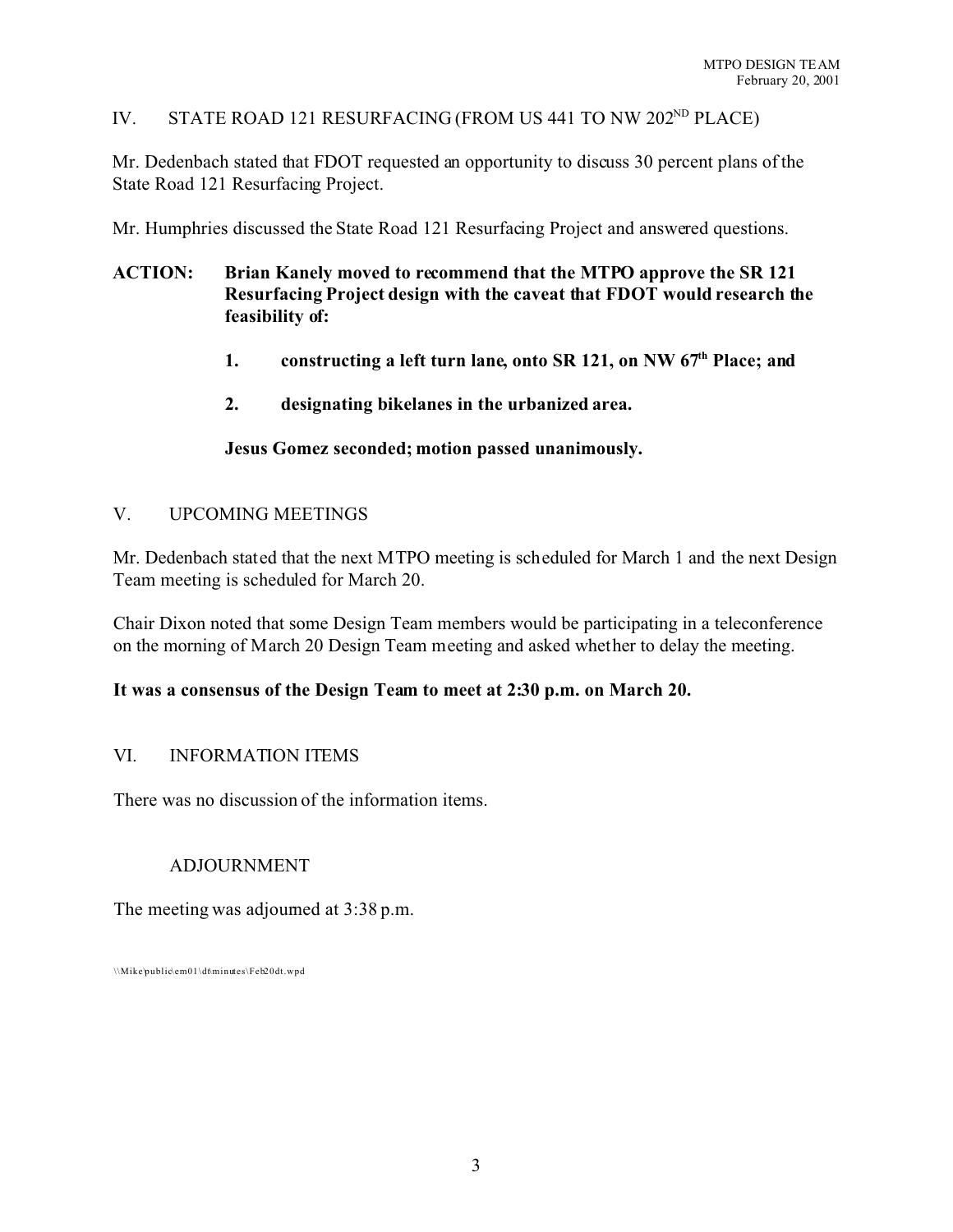## IV. STATE ROAD 121 RESURFACING (FROM US 441 TO NW 202$^{ND}$ PLACE)

Mr. Dedenbach stated that FDOT requested an opportunity to discuss 30 percent plans of the State Road 121 Resurfacing Project.

Mr. Humphries discussed the State Road 121 Resurfacing Project and answered questions.

**ACTION: Brian Kanely moved to recommend that the MTPO approve the SR 121 Resurfacing Project design with the caveat that FDOT would research the feasibility of:**

1. **constructing a left turn lane, onto SR 121, on NW 67$^{th}$ Place; and**
2. **designating bikelanes in the urbanized area.**

**Jesus Gomez seconded; motion passed unanimously.**

## V. UPCOMING MEETINGS

Mr. Dedenbach stated that the next MTPO meeting is scheduled for March 1 and the next Design Team meeting is scheduled for March 20.

Chair Dixon noted that some Design Team members would be participating in a teleconference on the morning of March 20 Design Team meeting and asked whether to delay the meeting.

**It was a consensus of the Design Team to meet at 2:30 p.m. on March 20.**

## VI. INFORMATION ITEMS

There was no discussion of the information items.

## ADJOURNMENT

The meeting was adjourned at 3:38 p.m.

\\Mike\public\em01\dt\minutes\Feb20dt.wpd